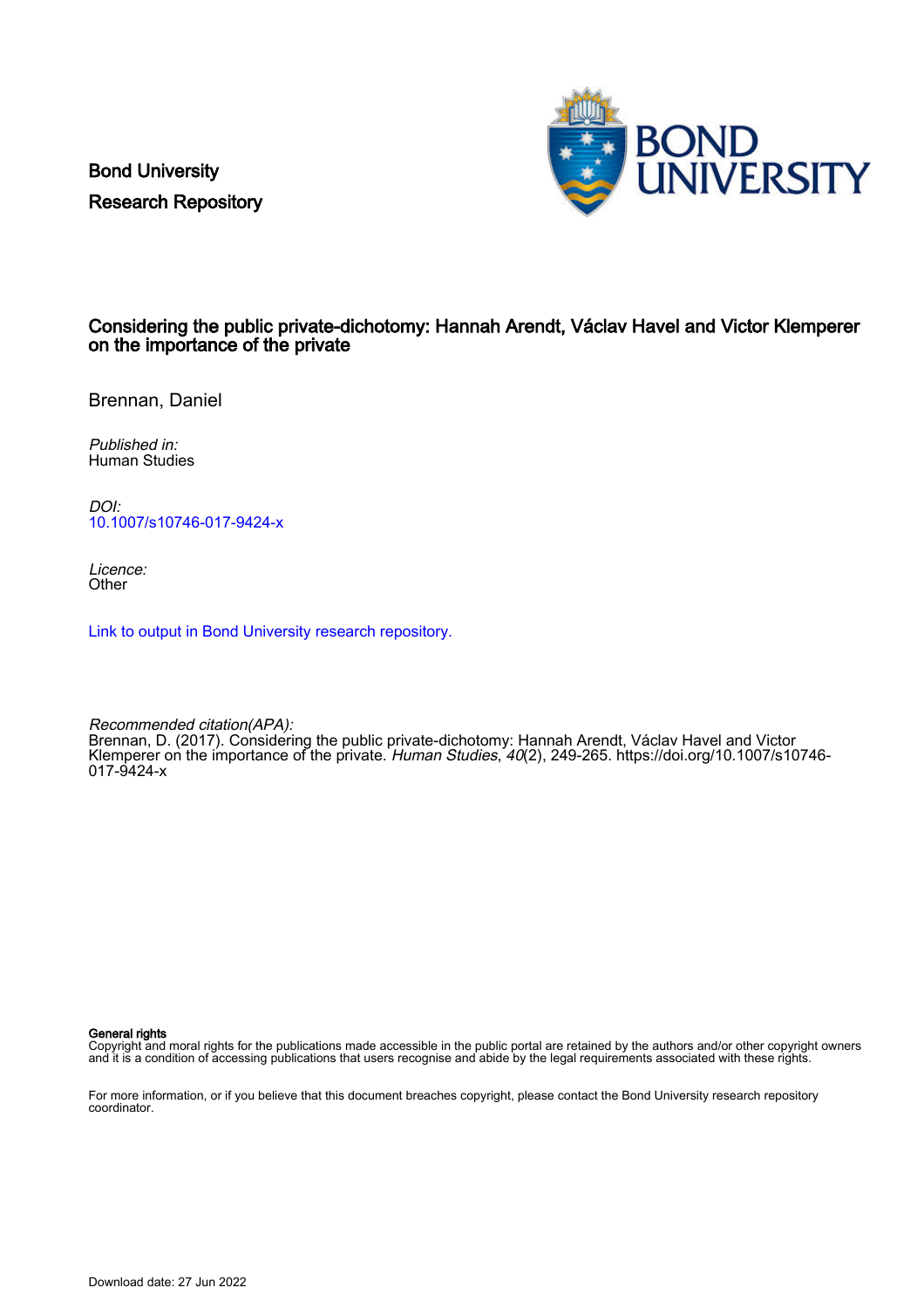Bond University
Research Repository

# Considering the public private-dichotomy: Hannah Arendt, Václav Havel and Victor Klemperer on the importance of the private

Brennan, Daniel

*Published in:*
Human Studies

*DOI:*
10.1007/s10746-017-9424-x

*Licence:*
Other

Link to output in Bond University research repository.

*Recommended citation(APA):*
Brennan, D. (2017). Considering the public private-dichotomy: Hannah Arendt, Václav Havel and Victor Klemperer on the importance of the private. *Human Studies*, *40*(2), 249-265. https://doi.org/10.1007/s10746-017-9424-x

**General rights**
Copyright and moral rights for the publications made accessible in the public portal are retained by the authors and/or other copyright owners and it is a condition of accessing publications that users recognise and abide by the legal requirements associated with these rights.

For more information, or if you believe that this document breaches copyright, please contact the Bond University research repository coordinator.

Download date: 27 Jun 2022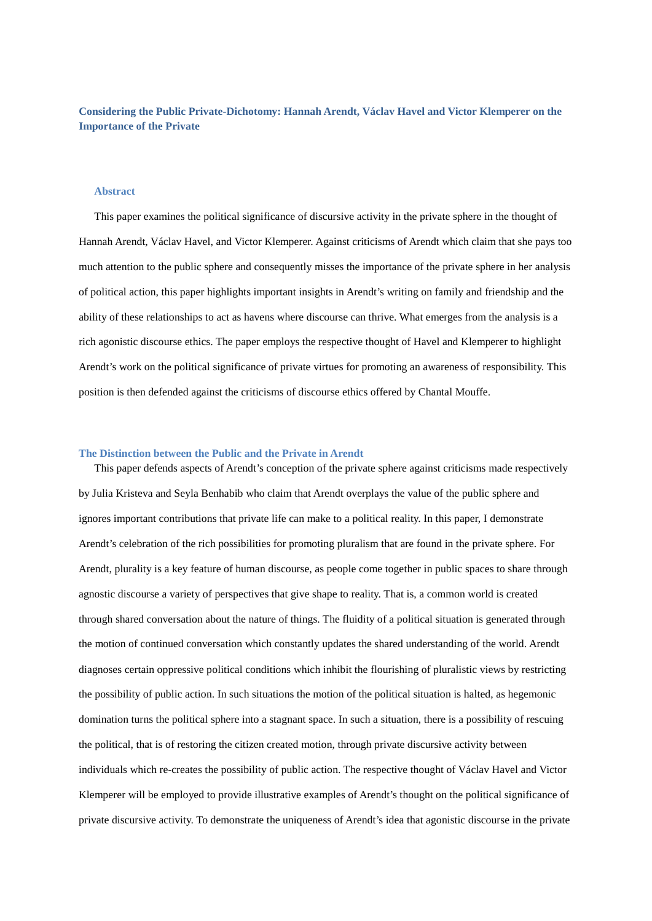**Considering the Public Private-Dichotomy: Hannah Arendt, Václav Havel and Victor Klemperer on the Importance of the Private**

### Abstract

This paper examines the political significance of discursive activity in the private sphere in the thought of Hannah Arendt, Václav Havel, and Victor Klemperer. Against criticisms of Arendt which claim that she pays too much attention to the public sphere and consequently misses the importance of the private sphere in her analysis of political action, this paper highlights important insights in Arendt's writing on family and friendship and the ability of these relationships to act as havens where discourse can thrive. What emerges from the analysis is a rich agonistic discourse ethics. The paper employs the respective thought of Havel and Klemperer to highlight Arendt's work on the political significance of private virtues for promoting an awareness of responsibility. This position is then defended against the criticisms of discourse ethics offered by Chantal Mouffe.

## The Distinction between the Public and the Private in Arendt

This paper defends aspects of Arendt's conception of the private sphere against criticisms made respectively by Julia Kristeva and Seyla Benhabib who claim that Arendt overplays the value of the public sphere and ignores important contributions that private life can make to a political reality. In this paper, I demonstrate Arendt's celebration of the rich possibilities for promoting pluralism that are found in the private sphere. For Arendt, plurality is a key feature of human discourse, as people come together in public spaces to share through agnostic discourse a variety of perspectives that give shape to reality. That is, a common world is created through shared conversation about the nature of things. The fluidity of a political situation is generated through the motion of continued conversation which constantly updates the shared understanding of the world. Arendt diagnoses certain oppressive political conditions which inhibit the flourishing of pluralistic views by restricting the possibility of public action. In such situations the motion of the political situation is halted, as hegemonic domination turns the political sphere into a stagnant space. In such a situation, there is a possibility of rescuing the political, that is of restoring the citizen created motion, through private discursive activity between individuals which re-creates the possibility of public action. The respective thought of Václav Havel and Victor Klemperer will be employed to provide illustrative examples of Arendt's thought on the political significance of private discursive activity. To demonstrate the uniqueness of Arendt's idea that agonistic discourse in the private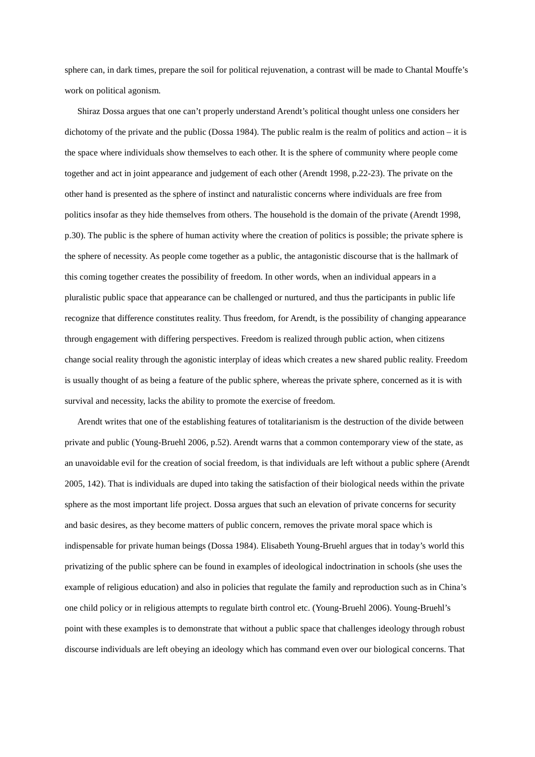sphere can, in dark times, prepare the soil for political rejuvenation, a contrast will be made to Chantal Mouffe's work on political agonism.

Shiraz Dossa argues that one can't properly understand Arendt's political thought unless one considers her dichotomy of the private and the public (Dossa 1984). The public realm is the realm of politics and action – it is the space where individuals show themselves to each other. It is the sphere of community where people come together and act in joint appearance and judgement of each other (Arendt 1998, p.22-23). The private on the other hand is presented as the sphere of instinct and naturalistic concerns where individuals are free from politics insofar as they hide themselves from others. The household is the domain of the private (Arendt 1998, p.30). The public is the sphere of human activity where the creation of politics is possible; the private sphere is the sphere of necessity. As people come together as a public, the antagonistic discourse that is the hallmark of this coming together creates the possibility of freedom. In other words, when an individual appears in a pluralistic public space that appearance can be challenged or nurtured, and thus the participants in public life recognize that difference constitutes reality. Thus freedom, for Arendt, is the possibility of changing appearance through engagement with differing perspectives. Freedom is realized through public action, when citizens change social reality through the agonistic interplay of ideas which creates a new shared public reality. Freedom is usually thought of as being a feature of the public sphere, whereas the private sphere, concerned as it is with survival and necessity, lacks the ability to promote the exercise of freedom.

Arendt writes that one of the establishing features of totalitarianism is the destruction of the divide between private and public (Young-Bruehl 2006, p.52). Arendt warns that a common contemporary view of the state, as an unavoidable evil for the creation of social freedom, is that individuals are left without a public sphere (Arendt 2005, 142). That is individuals are duped into taking the satisfaction of their biological needs within the private sphere as the most important life project. Dossa argues that such an elevation of private concerns for security and basic desires, as they become matters of public concern, removes the private moral space which is indispensable for private human beings (Dossa 1984). Elisabeth Young-Bruehl argues that in today's world this privatizing of the public sphere can be found in examples of ideological indoctrination in schools (she uses the example of religious education) and also in policies that regulate the family and reproduction such as in China's one child policy or in religious attempts to regulate birth control etc. (Young-Bruehl 2006). Young-Bruehl's point with these examples is to demonstrate that without a public space that challenges ideology through robust discourse individuals are left obeying an ideology which has command even over our biological concerns. That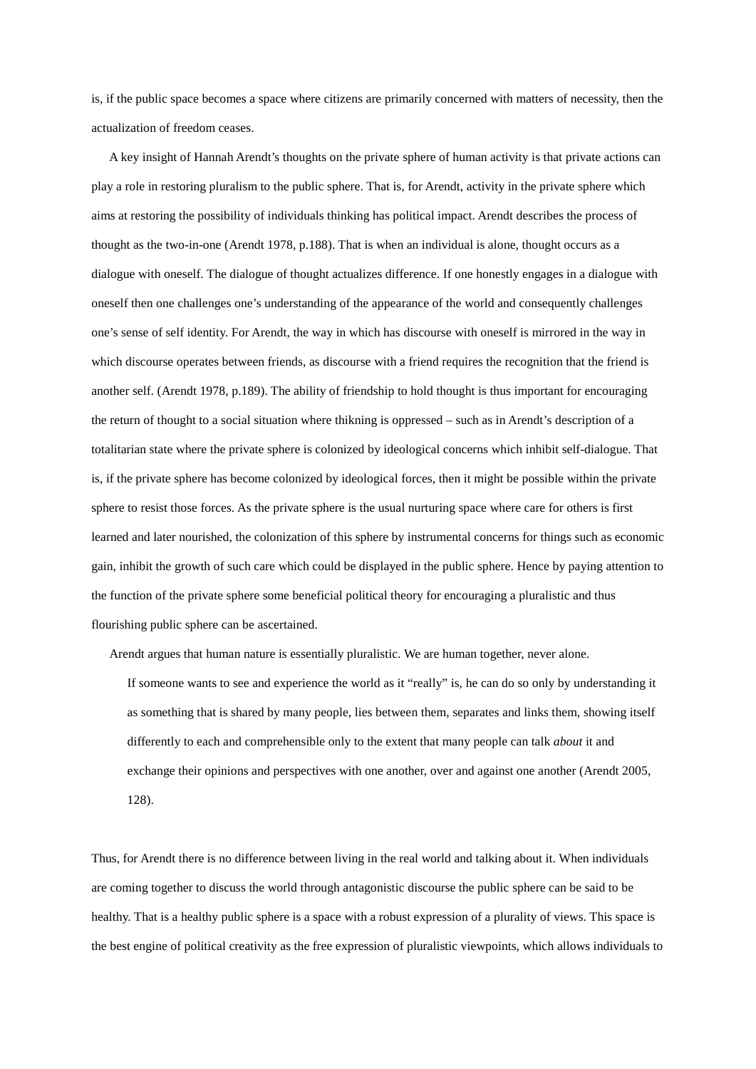is, if the public space becomes a space where citizens are primarily concerned with matters of necessity, then the actualization of freedom ceases.

A key insight of Hannah Arendt's thoughts on the private sphere of human activity is that private actions can play a role in restoring pluralism to the public sphere. That is, for Arendt, activity in the private sphere which aims at restoring the possibility of individuals thinking has political impact. Arendt describes the process of thought as the two-in-one (Arendt 1978, p.188). That is when an individual is alone, thought occurs as a dialogue with oneself. The dialogue of thought actualizes difference. If one honestly engages in a dialogue with oneself then one challenges one's understanding of the appearance of the world and consequently challenges one's sense of self identity. For Arendt, the way in which has discourse with oneself is mirrored in the way in which discourse operates between friends, as discourse with a friend requires the recognition that the friend is another self. (Arendt 1978, p.189). The ability of friendship to hold thought is thus important for encouraging the return of thought to a social situation where thikning is oppressed – such as in Arendt's description of a totalitarian state where the private sphere is colonized by ideological concerns which inhibit self-dialogue. That is, if the private sphere has become colonized by ideological forces, then it might be possible within the private sphere to resist those forces. As the private sphere is the usual nurturing space where care for others is first learned and later nourished, the colonization of this sphere by instrumental concerns for things such as economic gain, inhibit the growth of such care which could be displayed in the public sphere. Hence by paying attention to the function of the private sphere some beneficial political theory for encouraging a pluralistic and thus flourishing public sphere can be ascertained.

Arendt argues that human nature is essentially pluralistic. We are human together, never alone.

> If someone wants to see and experience the world as it "really" is, he can do so only by understanding it as something that is shared by many people, lies between them, separates and links them, showing itself differently to each and comprehensible only to the extent that many people can talk *about* it and exchange their opinions and perspectives with one another, over and against one another (Arendt 2005, 128).

Thus, for Arendt there is no difference between living in the real world and talking about it. When individuals are coming together to discuss the world through antagonistic discourse the public sphere can be said to be healthy. That is a healthy public sphere is a space with a robust expression of a plurality of views. This space is the best engine of political creativity as the free expression of pluralistic viewpoints, which allows individuals to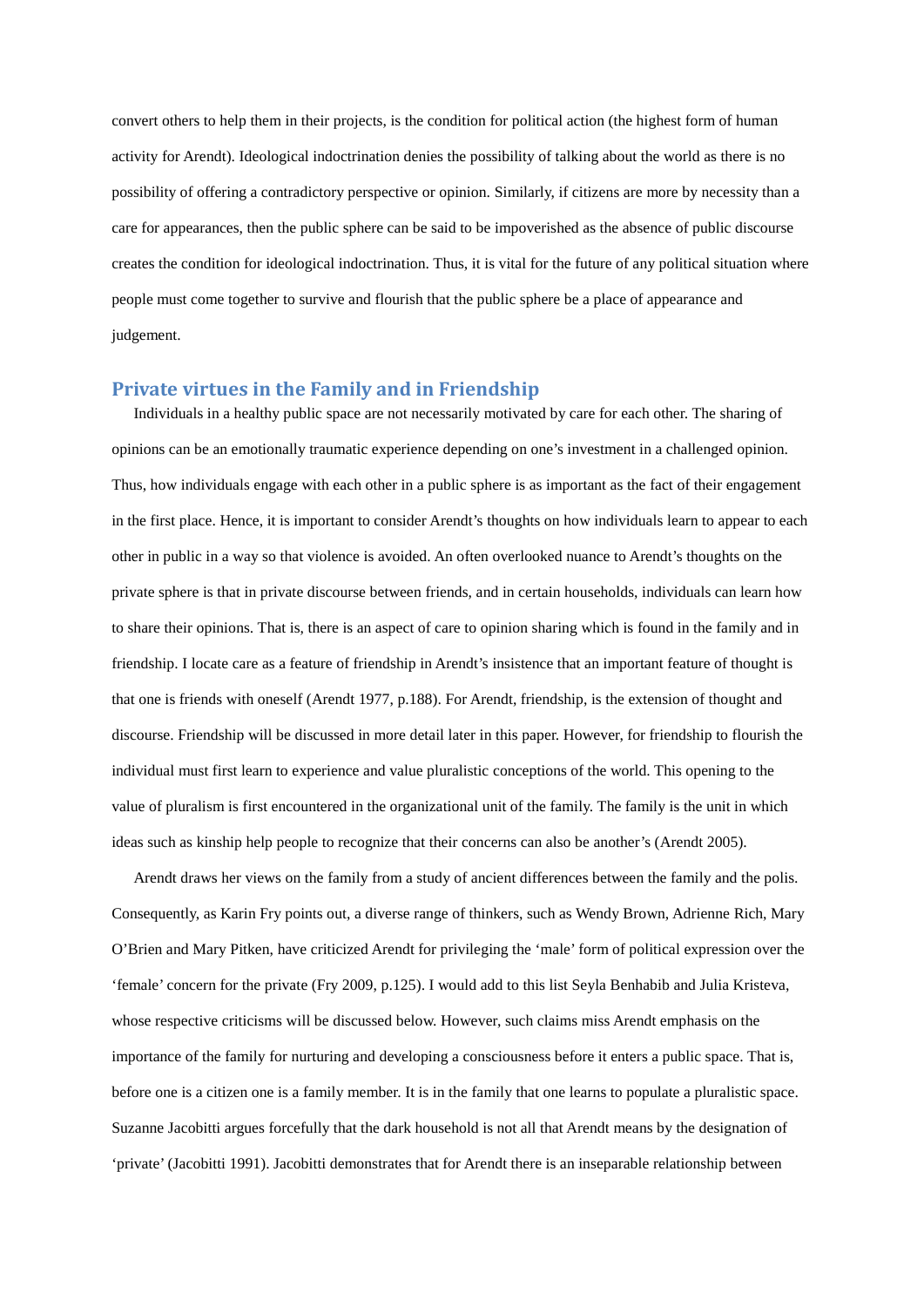convert others to help them in their projects, is the condition for political action (the highest form of human activity for Arendt). Ideological indoctrination denies the possibility of talking about the world as there is no possibility of offering a contradictory perspective or opinion. Similarly, if citizens are more by necessity than a care for appearances, then the public sphere can be said to be impoverished as the absence of public discourse creates the condition for ideological indoctrination. Thus, it is vital for the future of any political situation where people must come together to survive and flourish that the public sphere be a place of appearance and judgement.

## Private virtues in the Family and in Friendship

Individuals in a healthy public space are not necessarily motivated by care for each other. The sharing of opinions can be an emotionally traumatic experience depending on one's investment in a challenged opinion. Thus, how individuals engage with each other in a public sphere is as important as the fact of their engagement in the first place. Hence, it is important to consider Arendt's thoughts on how individuals learn to appear to each other in public in a way so that violence is avoided. An often overlooked nuance to Arendt's thoughts on the private sphere is that in private discourse between friends, and in certain households, individuals can learn how to share their opinions. That is, there is an aspect of care to opinion sharing which is found in the family and in friendship. I locate care as a feature of friendship in Arendt's insistence that an important feature of thought is that one is friends with oneself (Arendt 1977, p.188). For Arendt, friendship, is the extension of thought and discourse. Friendship will be discussed in more detail later in this paper. However, for friendship to flourish the individual must first learn to experience and value pluralistic conceptions of the world. This opening to the value of pluralism is first encountered in the organizational unit of the family. The family is the unit in which ideas such as kinship help people to recognize that their concerns can also be another's (Arendt 2005).

Arendt draws her views on the family from a study of ancient differences between the family and the polis. Consequently, as Karin Fry points out, a diverse range of thinkers, such as Wendy Brown, Adrienne Rich, Mary O'Brien and Mary Pitken, have criticized Arendt for privileging the 'male' form of political expression over the 'female' concern for the private (Fry 2009, p.125). I would add to this list Seyla Benhabib and Julia Kristeva, whose respective criticisms will be discussed below. However, such claims miss Arendt emphasis on the importance of the family for nurturing and developing a consciousness before it enters a public space. That is, before one is a citizen one is a family member. It is in the family that one learns to populate a pluralistic space. Suzanne Jacobitti argues forcefully that the dark household is not all that Arendt means by the designation of 'private' (Jacobitti 1991). Jacobitti demonstrates that for Arendt there is an inseparable relationship between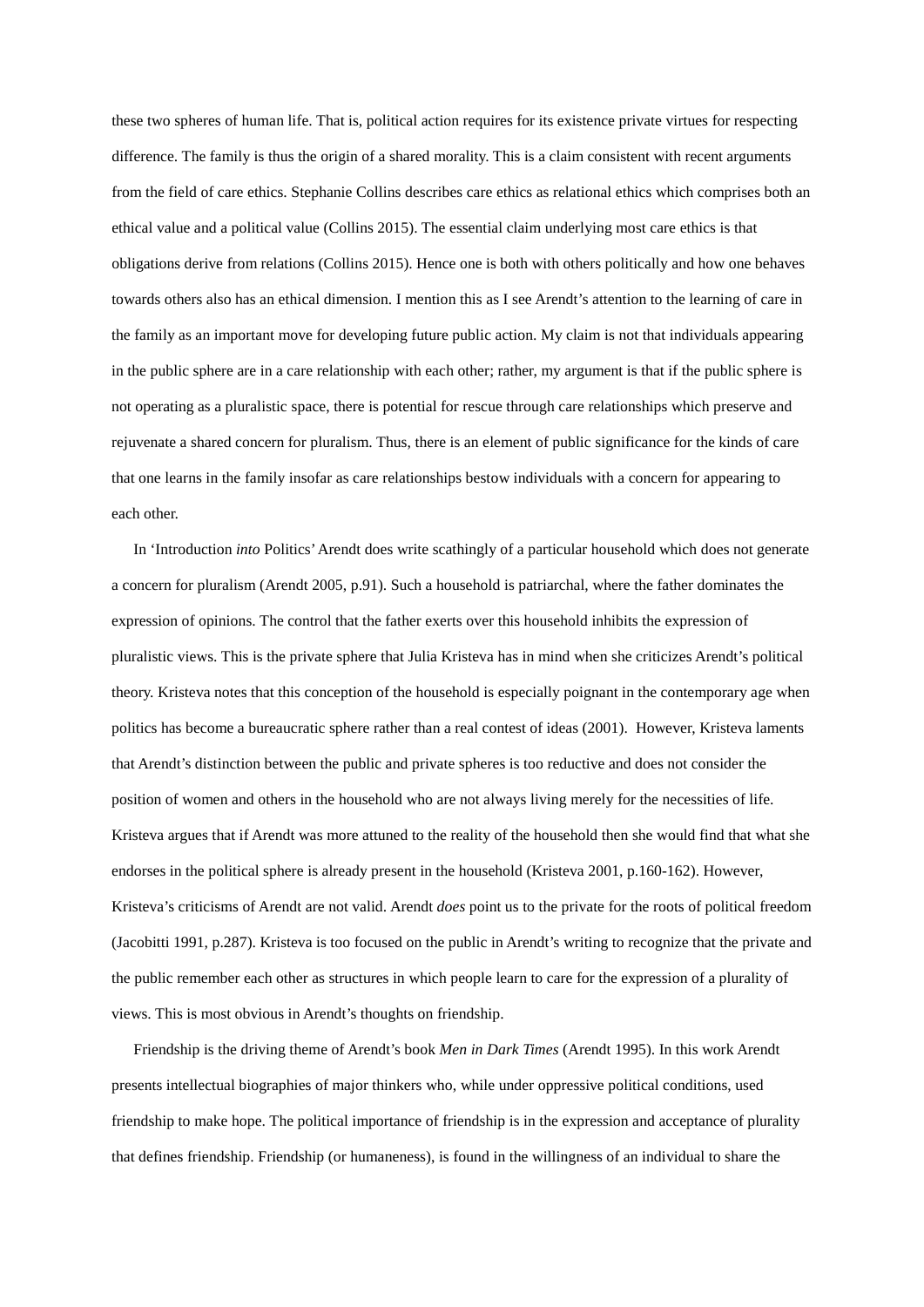these two spheres of human life. That is, political action requires for its existence private virtues for respecting difference. The family is thus the origin of a shared morality. This is a claim consistent with recent arguments from the field of care ethics. Stephanie Collins describes care ethics as relational ethics which comprises both an ethical value and a political value (Collins 2015). The essential claim underlying most care ethics is that obligations derive from relations (Collins 2015). Hence one is both with others politically and how one behaves towards others also has an ethical dimension. I mention this as I see Arendt's attention to the learning of care in the family as an important move for developing future public action. My claim is not that individuals appearing in the public sphere are in a care relationship with each other; rather, my argument is that if the public sphere is not operating as a pluralistic space, there is potential for rescue through care relationships which preserve and rejuvenate a shared concern for pluralism. Thus, there is an element of public significance for the kinds of care that one learns in the family insofar as care relationships bestow individuals with a concern for appearing to each other.

In 'Introduction *into* Politics' Arendt does write scathingly of a particular household which does not generate a concern for pluralism (Arendt 2005, p.91). Such a household is patriarchal, where the father dominates the expression of opinions. The control that the father exerts over this household inhibits the expression of pluralistic views. This is the private sphere that Julia Kristeva has in mind when she criticizes Arendt's political theory. Kristeva notes that this conception of the household is especially poignant in the contemporary age when politics has become a bureaucratic sphere rather than a real contest of ideas (2001). However, Kristeva laments that Arendt's distinction between the public and private spheres is too reductive and does not consider the position of women and others in the household who are not always living merely for the necessities of life. Kristeva argues that if Arendt was more attuned to the reality of the household then she would find that what she endorses in the political sphere is already present in the household (Kristeva 2001, p.160-162). However, Kristeva's criticisms of Arendt are not valid. Arendt *does* point us to the private for the roots of political freedom (Jacobitti 1991, p.287). Kristeva is too focused on the public in Arendt's writing to recognize that the private and the public remember each other as structures in which people learn to care for the expression of a plurality of views. This is most obvious in Arendt's thoughts on friendship.

Friendship is the driving theme of Arendt's book *Men in Dark Times* (Arendt 1995). In this work Arendt presents intellectual biographies of major thinkers who, while under oppressive political conditions, used friendship to make hope. The political importance of friendship is in the expression and acceptance of plurality that defines friendship. Friendship (or humaneness), is found in the willingness of an individual to share the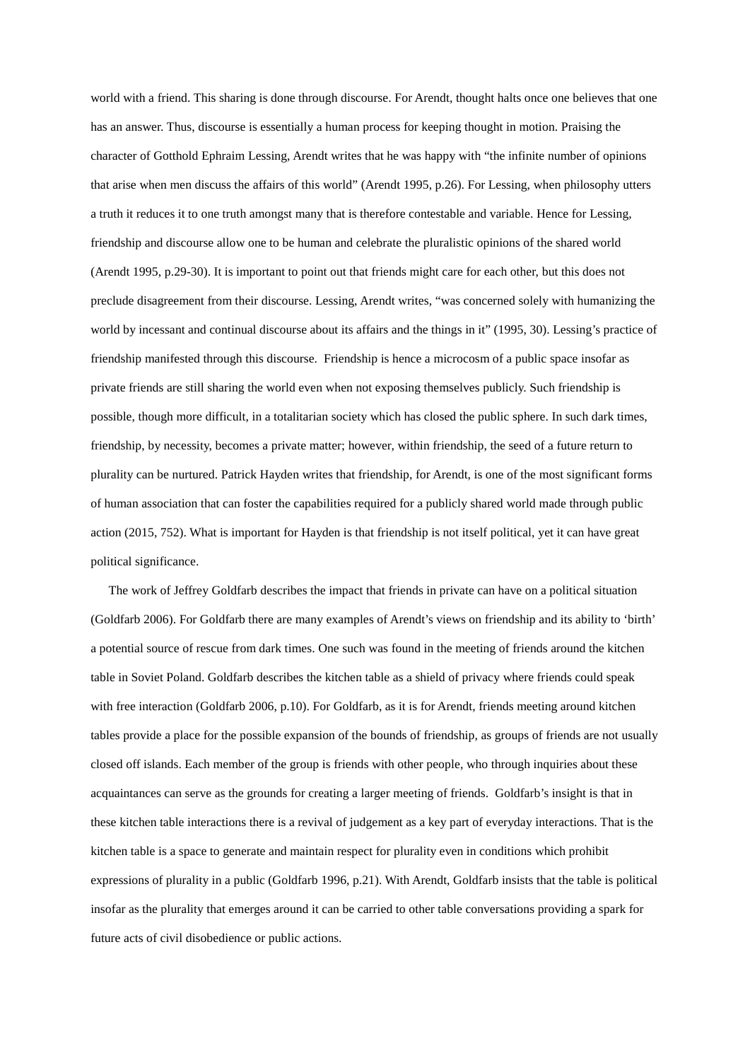world with a friend. This sharing is done through discourse. For Arendt, thought halts once one believes that one has an answer. Thus, discourse is essentially a human process for keeping thought in motion. Praising the character of Gotthold Ephraim Lessing, Arendt writes that he was happy with "the infinite number of opinions that arise when men discuss the affairs of this world" (Arendt 1995, p.26). For Lessing, when philosophy utters a truth it reduces it to one truth amongst many that is therefore contestable and variable. Hence for Lessing, friendship and discourse allow one to be human and celebrate the pluralistic opinions of the shared world (Arendt 1995, p.29-30). It is important to point out that friends might care for each other, but this does not preclude disagreement from their discourse. Lessing, Arendt writes, "was concerned solely with humanizing the world by incessant and continual discourse about its affairs and the things in it" (1995, 30). Lessing's practice of friendship manifested through this discourse. Friendship is hence a microcosm of a public space insofar as private friends are still sharing the world even when not exposing themselves publicly. Such friendship is possible, though more difficult, in a totalitarian society which has closed the public sphere. In such dark times, friendship, by necessity, becomes a private matter; however, within friendship, the seed of a future return to plurality can be nurtured. Patrick Hayden writes that friendship, for Arendt, is one of the most significant forms of human association that can foster the capabilities required for a publicly shared world made through public action (2015, 752). What is important for Hayden is that friendship is not itself political, yet it can have great political significance.

The work of Jeffrey Goldfarb describes the impact that friends in private can have on a political situation (Goldfarb 2006). For Goldfarb there are many examples of Arendt's views on friendship and its ability to 'birth' a potential source of rescue from dark times. One such was found in the meeting of friends around the kitchen table in Soviet Poland. Goldfarb describes the kitchen table as a shield of privacy where friends could speak with free interaction (Goldfarb 2006, p.10). For Goldfarb, as it is for Arendt, friends meeting around kitchen tables provide a place for the possible expansion of the bounds of friendship, as groups of friends are not usually closed off islands. Each member of the group is friends with other people, who through inquiries about these acquaintances can serve as the grounds for creating a larger meeting of friends. Goldfarb's insight is that in these kitchen table interactions there is a revival of judgement as a key part of everyday interactions. That is the kitchen table is a space to generate and maintain respect for plurality even in conditions which prohibit expressions of plurality in a public (Goldfarb 1996, p.21). With Arendt, Goldfarb insists that the table is political insofar as the plurality that emerges around it can be carried to other table conversations providing a spark for future acts of civil disobedience or public actions.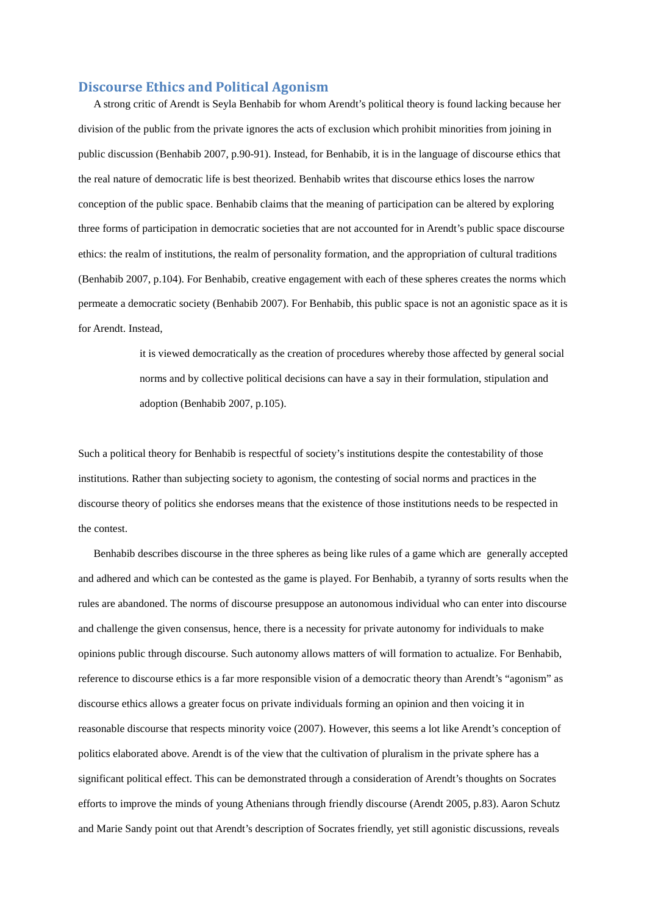## Discourse Ethics and Political Agonism

A strong critic of Arendt is Seyla Benhabib for whom Arendt's political theory is found lacking because her division of the public from the private ignores the acts of exclusion which prohibit minorities from joining in public discussion (Benhabib 2007, p.90-91). Instead, for Benhabib, it is in the language of discourse ethics that the real nature of democratic life is best theorized. Benhabib writes that discourse ethics loses the narrow conception of the public space. Benhabib claims that the meaning of participation can be altered by exploring three forms of participation in democratic societies that are not accounted for in Arendt's public space discourse ethics: the realm of institutions, the realm of personality formation, and the appropriation of cultural traditions (Benhabib 2007, p.104). For Benhabib, creative engagement with each of these spheres creates the norms which permeate a democratic society (Benhabib 2007). For Benhabib, this public space is not an agonistic space as it is for Arendt. Instead,

> it is viewed democratically as the creation of procedures whereby those affected by general social norms and by collective political decisions can have a say in their formulation, stipulation and adoption (Benhabib 2007, p.105).

Such a political theory for Benhabib is respectful of society's institutions despite the contestability of those institutions. Rather than subjecting society to agonism, the contesting of social norms and practices in the discourse theory of politics she endorses means that the existence of those institutions needs to be respected in the contest.

Benhabib describes discourse in the three spheres as being like rules of a game which are generally accepted and adhered and which can be contested as the game is played. For Benhabib, a tyranny of sorts results when the rules are abandoned. The norms of discourse presuppose an autonomous individual who can enter into discourse and challenge the given consensus, hence, there is a necessity for private autonomy for individuals to make opinions public through discourse. Such autonomy allows matters of will formation to actualize. For Benhabib, reference to discourse ethics is a far more responsible vision of a democratic theory than Arendt's "agonism" as discourse ethics allows a greater focus on private individuals forming an opinion and then voicing it in reasonable discourse that respects minority voice (2007). However, this seems a lot like Arendt's conception of politics elaborated above. Arendt is of the view that the cultivation of pluralism in the private sphere has a significant political effect. This can be demonstrated through a consideration of Arendt's thoughts on Socrates efforts to improve the minds of young Athenians through friendly discourse (Arendt 2005, p.83). Aaron Schutz and Marie Sandy point out that Arendt's description of Socrates friendly, yet still agonistic discussions, reveals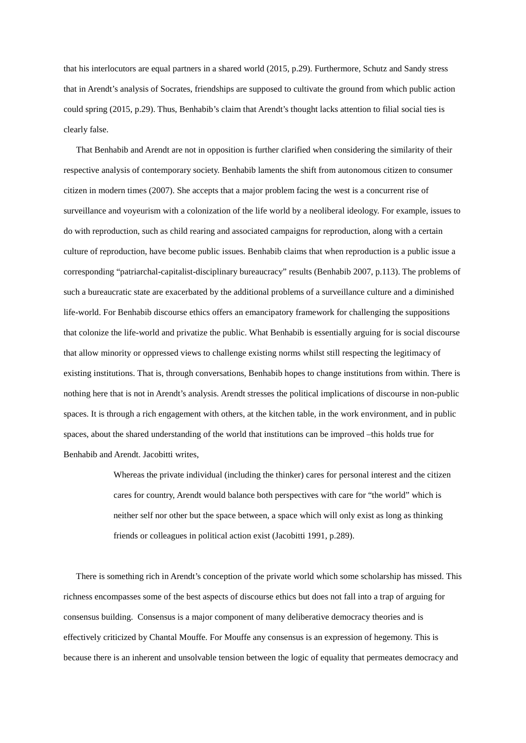that his interlocutors are equal partners in a shared world (2015, p.29). Furthermore, Schutz and Sandy stress that in Arendt's analysis of Socrates, friendships are supposed to cultivate the ground from which public action could spring (2015, p.29). Thus, Benhabib's claim that Arendt's thought lacks attention to filial social ties is clearly false.

That Benhabib and Arendt are not in opposition is further clarified when considering the similarity of their respective analysis of contemporary society. Benhabib laments the shift from autonomous citizen to consumer citizen in modern times (2007). She accepts that a major problem facing the west is a concurrent rise of surveillance and voyeurism with a colonization of the life world by a neoliberal ideology. For example, issues to do with reproduction, such as child rearing and associated campaigns for reproduction, along with a certain culture of reproduction, have become public issues. Benhabib claims that when reproduction is a public issue a corresponding "patriarchal-capitalist-disciplinary bureaucracy" results (Benhabib 2007, p.113). The problems of such a bureaucratic state are exacerbated by the additional problems of a surveillance culture and a diminished life-world. For Benhabib discourse ethics offers an emancipatory framework for challenging the suppositions that colonize the life-world and privatize the public. What Benhabib is essentially arguing for is social discourse that allow minority or oppressed views to challenge existing norms whilst still respecting the legitimacy of existing institutions. That is, through conversations, Benhabib hopes to change institutions from within. There is nothing here that is not in Arendt's analysis. Arendt stresses the political implications of discourse in non-public spaces. It is through a rich engagement with others, at the kitchen table, in the work environment, and in public spaces, about the shared understanding of the world that institutions can be improved –this holds true for Benhabib and Arendt. Jacobitti writes,

> Whereas the private individual (including the thinker) cares for personal interest and the citizen cares for country, Arendt would balance both perspectives with care for "the world" which is neither self nor other but the space between, a space which will only exist as long as thinking friends or colleagues in political action exist (Jacobitti 1991, p.289).

There is something rich in Arendt's conception of the private world which some scholarship has missed. This richness encompasses some of the best aspects of discourse ethics but does not fall into a trap of arguing for consensus building. Consensus is a major component of many deliberative democracy theories and is effectively criticized by Chantal Mouffe. For Mouffe any consensus is an expression of hegemony. This is because there is an inherent and unsolvable tension between the logic of equality that permeates democracy and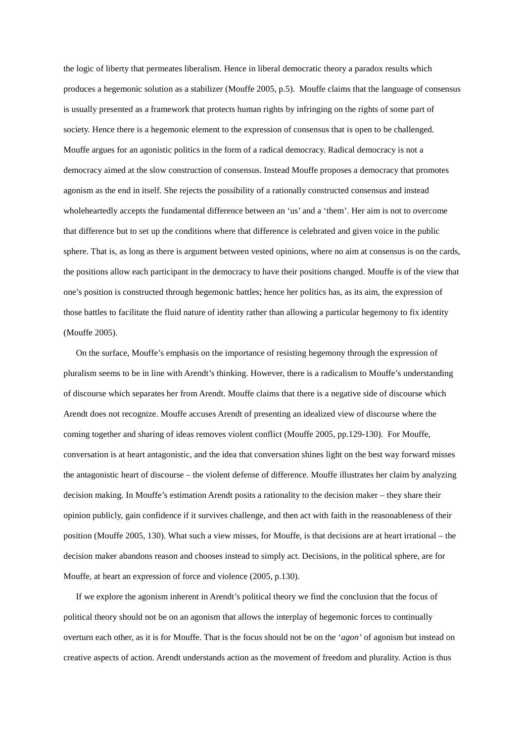the logic of liberty that permeates liberalism. Hence in liberal democratic theory a paradox results which produces a hegemonic solution as a stabilizer (Mouffe 2005, p.5). Mouffe claims that the language of consensus is usually presented as a framework that protects human rights by infringing on the rights of some part of society. Hence there is a hegemonic element to the expression of consensus that is open to be challenged. Mouffe argues for an agonistic politics in the form of a radical democracy. Radical democracy is not a democracy aimed at the slow construction of consensus. Instead Mouffe proposes a democracy that promotes agonism as the end in itself. She rejects the possibility of a rationally constructed consensus and instead wholeheartedly accepts the fundamental difference between an 'us' and a 'them'. Her aim is not to overcome that difference but to set up the conditions where that difference is celebrated and given voice in the public sphere. That is, as long as there is argument between vested opinions, where no aim at consensus is on the cards, the positions allow each participant in the democracy to have their positions changed. Mouffe is of the view that one's position is constructed through hegemonic battles; hence her politics has, as its aim, the expression of those battles to facilitate the fluid nature of identity rather than allowing a particular hegemony to fix identity (Mouffe 2005).

On the surface, Mouffe's emphasis on the importance of resisting hegemony through the expression of pluralism seems to be in line with Arendt's thinking. However, there is a radicalism to Mouffe's understanding of discourse which separates her from Arendt. Mouffe claims that there is a negative side of discourse which Arendt does not recognize. Mouffe accuses Arendt of presenting an idealized view of discourse where the coming together and sharing of ideas removes violent conflict (Mouffe 2005, pp.129-130). For Mouffe, conversation is at heart antagonistic, and the idea that conversation shines light on the best way forward misses the antagonistic heart of discourse – the violent defense of difference. Mouffe illustrates her claim by analyzing decision making. In Mouffe's estimation Arendt posits a rationality to the decision maker – they share their opinion publicly, gain confidence if it survives challenge, and then act with faith in the reasonableness of their position (Mouffe 2005, 130). What such a view misses, for Mouffe, is that decisions are at heart irrational – the decision maker abandons reason and chooses instead to simply act. Decisions, in the political sphere, are for Mouffe, at heart an expression of force and violence (2005, p.130).

If we explore the agonism inherent in Arendt's political theory we find the conclusion that the focus of political theory should not be on an agonism that allows the interplay of hegemonic forces to continually overturn each other, as it is for Mouffe. That is the focus should not be on the '*agon*' of agonism but instead on creative aspects of action. Arendt understands action as the movement of freedom and plurality. Action is thus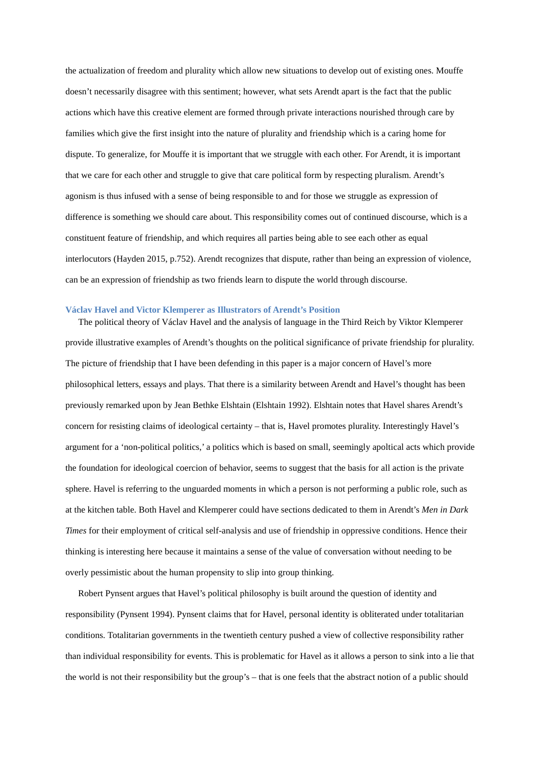the actualization of freedom and plurality which allow new situations to develop out of existing ones. Mouffe doesn't necessarily disagree with this sentiment; however, what sets Arendt apart is the fact that the public actions which have this creative element are formed through private interactions nourished through care by families which give the first insight into the nature of plurality and friendship which is a caring home for dispute. To generalize, for Mouffe it is important that we struggle with each other. For Arendt, it is important that we care for each other and struggle to give that care political form by respecting pluralism. Arendt's agonism is thus infused with a sense of being responsible to and for those we struggle as expression of difference is something we should care about. This responsibility comes out of continued discourse, which is a constituent feature of friendship, and which requires all parties being able to see each other as equal interlocutors (Hayden 2015, p.752). Arendt recognizes that dispute, rather than being an expression of violence, can be an expression of friendship as two friends learn to dispute the world through discourse.

### Václav Havel and Victor Klemperer as Illustrators of Arendt's Position

The political theory of Václav Havel and the analysis of language in the Third Reich by Viktor Klemperer provide illustrative examples of Arendt's thoughts on the political significance of private friendship for plurality. The picture of friendship that I have been defending in this paper is a major concern of Havel's more philosophical letters, essays and plays. That there is a similarity between Arendt and Havel's thought has been previously remarked upon by Jean Bethke Elshtain (Elshtain 1992). Elshtain notes that Havel shares Arendt's concern for resisting claims of ideological certainty – that is, Havel promotes plurality. Interestingly Havel's argument for a 'non-political politics,' a politics which is based on small, seemingly apoltical acts which provide the foundation for ideological coercion of behavior, seems to suggest that the basis for all action is the private sphere. Havel is referring to the unguarded moments in which a person is not performing a public role, such as at the kitchen table. Both Havel and Klemperer could have sections dedicated to them in Arendt's *Men in Dark Times* for their employment of critical self-analysis and use of friendship in oppressive conditions. Hence their thinking is interesting here because it maintains a sense of the value of conversation without needing to be overly pessimistic about the human propensity to slip into group thinking.

Robert Pynsent argues that Havel's political philosophy is built around the question of identity and responsibility (Pynsent 1994). Pynsent claims that for Havel, personal identity is obliterated under totalitarian conditions. Totalitarian governments in the twentieth century pushed a view of collective responsibility rather than individual responsibility for events. This is problematic for Havel as it allows a person to sink into a lie that the world is not their responsibility but the group's – that is one feels that the abstract notion of a public should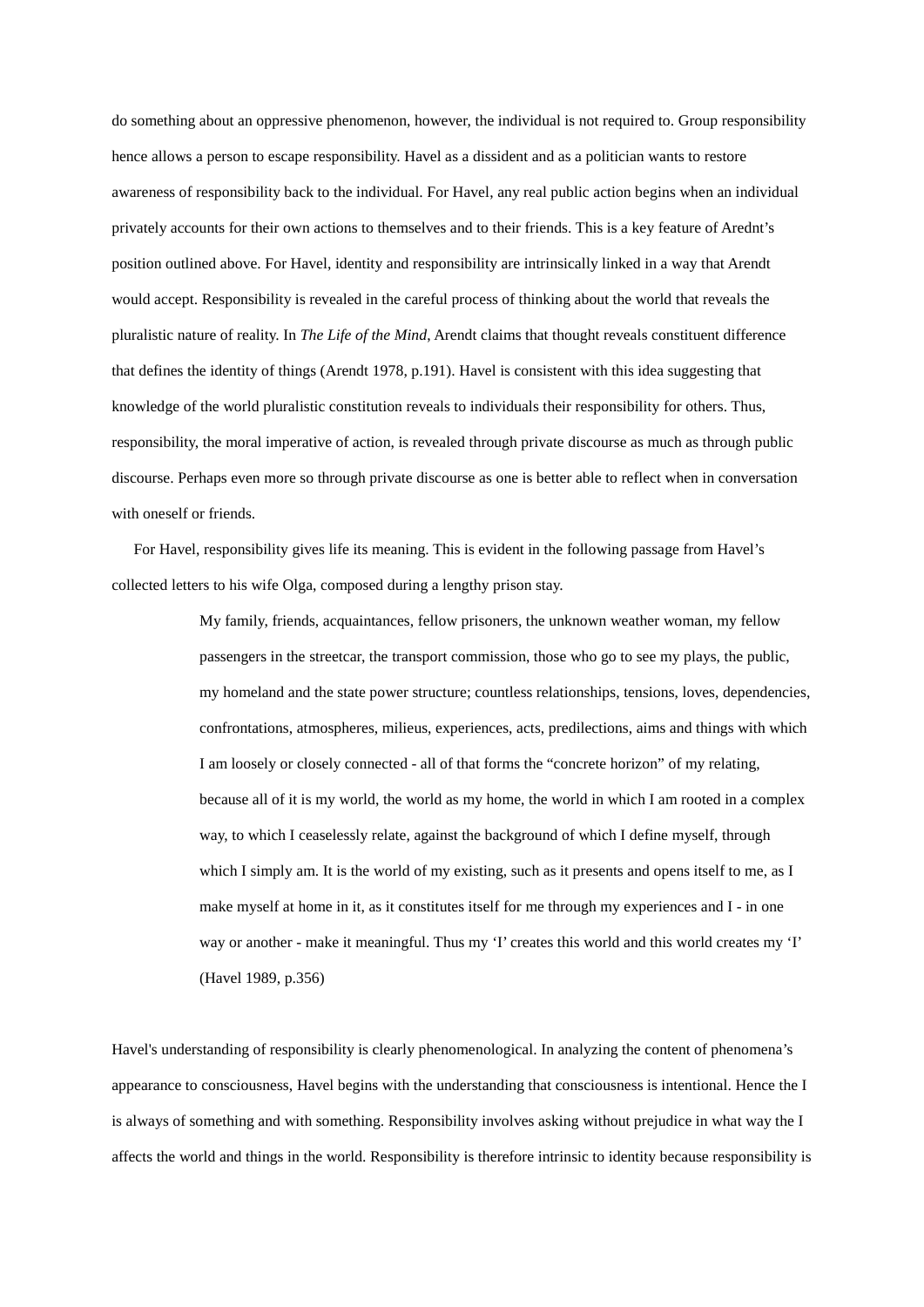do something about an oppressive phenomenon, however, the individual is not required to. Group responsibility hence allows a person to escape responsibility. Havel as a dissident and as a politician wants to restore awareness of responsibility back to the individual. For Havel, any real public action begins when an individual privately accounts for their own actions to themselves and to their friends. This is a key feature of Arednt's position outlined above. For Havel, identity and responsibility are intrinsically linked in a way that Arendt would accept. Responsibility is revealed in the careful process of thinking about the world that reveals the pluralistic nature of reality. In *The Life of the Mind*, Arendt claims that thought reveals constituent difference that defines the identity of things (Arendt 1978, p.191). Havel is consistent with this idea suggesting that knowledge of the world pluralistic constitution reveals to individuals their responsibility for others. Thus, responsibility, the moral imperative of action, is revealed through private discourse as much as through public discourse. Perhaps even more so through private discourse as one is better able to reflect when in conversation with oneself or friends.

For Havel, responsibility gives life its meaning. This is evident in the following passage from Havel's collected letters to his wife Olga, composed during a lengthy prison stay.

> My family, friends, acquaintances, fellow prisoners, the unknown weather woman, my fellow passengers in the streetcar, the transport commission, those who go to see my plays, the public, my homeland and the state power structure; countless relationships, tensions, loves, dependencies, confrontations, atmospheres, milieus, experiences, acts, predilections, aims and things with which I am loosely or closely connected - all of that forms the "concrete horizon" of my relating, because all of it is my world, the world as my home, the world in which I am rooted in a complex way, to which I ceaselessly relate, against the background of which I define myself, through which I simply am. It is the world of my existing, such as it presents and opens itself to me, as I make myself at home in it, as it constitutes itself for me through my experiences and I - in one way or another - make it meaningful. Thus my 'I' creates this world and this world creates my 'I' (Havel 1989, p.356)

Havel's understanding of responsibility is clearly phenomenological. In analyzing the content of phenomena's appearance to consciousness, Havel begins with the understanding that consciousness is intentional. Hence the I is always of something and with something. Responsibility involves asking without prejudice in what way the I affects the world and things in the world. Responsibility is therefore intrinsic to identity because responsibility is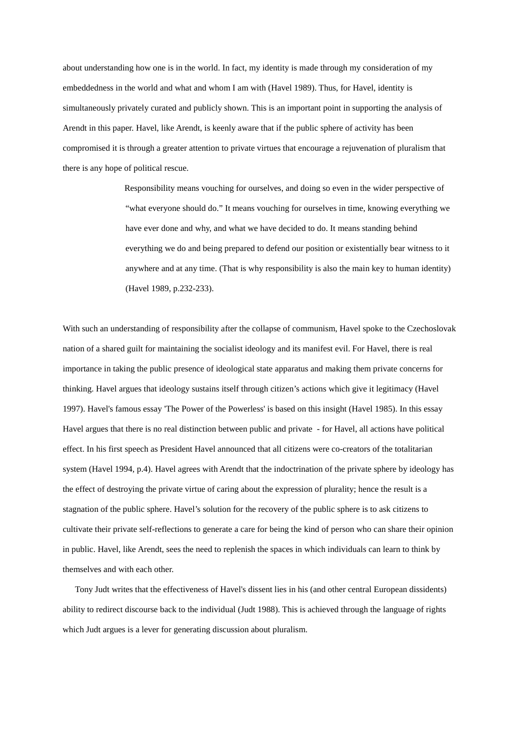about understanding how one is in the world. In fact, my identity is made through my consideration of my embeddedness in the world and what and whom I am with (Havel 1989). Thus, for Havel, identity is simultaneously privately curated and publicly shown. This is an important point in supporting the analysis of Arendt in this paper. Havel, like Arendt, is keenly aware that if the public sphere of activity has been compromised it is through a greater attention to private virtues that encourage a rejuvenation of pluralism that there is any hope of political rescue.

> Responsibility means vouching for ourselves, and doing so even in the wider perspective of "what everyone should do." It means vouching for ourselves in time, knowing everything we have ever done and why, and what we have decided to do. It means standing behind everything we do and being prepared to defend our position or existentially bear witness to it anywhere and at any time. (That is why responsibility is also the main key to human identity) (Havel 1989, p.232-233).

With such an understanding of responsibility after the collapse of communism, Havel spoke to the Czechoslovak nation of a shared guilt for maintaining the socialist ideology and its manifest evil. For Havel, there is real importance in taking the public presence of ideological state apparatus and making them private concerns for thinking. Havel argues that ideology sustains itself through citizen's actions which give it legitimacy (Havel 1997). Havel's famous essay 'The Power of the Powerless' is based on this insight (Havel 1985). In this essay Havel argues that there is no real distinction between public and private - for Havel, all actions have political effect. In his first speech as President Havel announced that all citizens were co-creators of the totalitarian system (Havel 1994, p.4). Havel agrees with Arendt that the indoctrination of the private sphere by ideology has the effect of destroying the private virtue of caring about the expression of plurality; hence the result is a stagnation of the public sphere. Havel's solution for the recovery of the public sphere is to ask citizens to cultivate their private self-reflections to generate a care for being the kind of person who can share their opinion in public. Havel, like Arendt, sees the need to replenish the spaces in which individuals can learn to think by themselves and with each other.

Tony Judt writes that the effectiveness of Havel's dissent lies in his (and other central European dissidents) ability to redirect discourse back to the individual (Judt 1988). This is achieved through the language of rights which Judt argues is a lever for generating discussion about pluralism.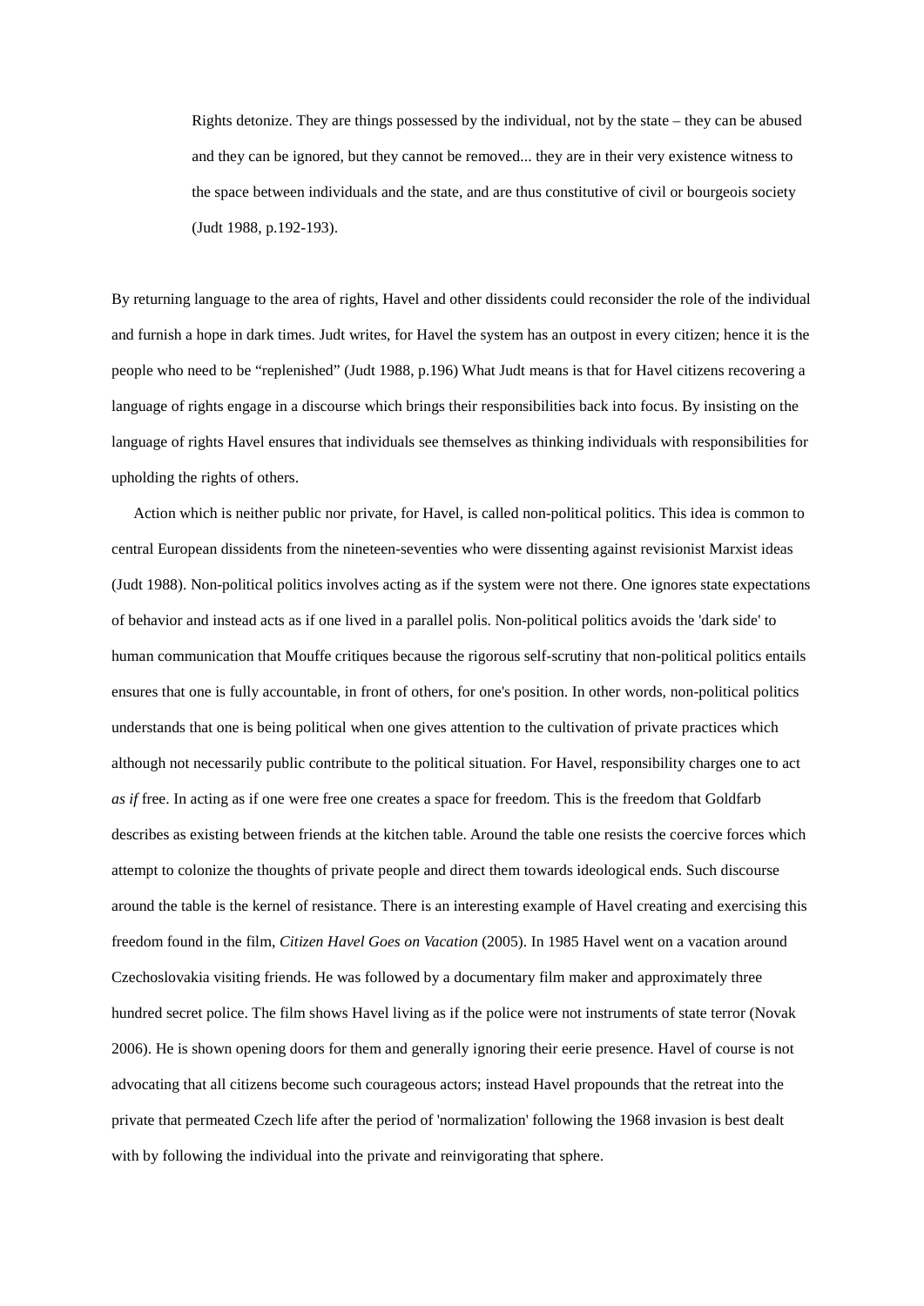> Rights detonize. They are things possessed by the individual, not by the state – they can be abused and they can be ignored, but they cannot be removed... they are in their very existence witness to the space between individuals and the state, and are thus constitutive of civil or bourgeois society (Judt 1988, p.192-193).

By returning language to the area of rights, Havel and other dissidents could reconsider the role of the individual and furnish a hope in dark times. Judt writes, for Havel the system has an outpost in every citizen; hence it is the people who need to be "replenished" (Judt 1988, p.196) What Judt means is that for Havel citizens recovering a language of rights engage in a discourse which brings their responsibilities back into focus. By insisting on the language of rights Havel ensures that individuals see themselves as thinking individuals with responsibilities for upholding the rights of others.

Action which is neither public nor private, for Havel, is called non-political politics. This idea is common to central European dissidents from the nineteen-seventies who were dissenting against revisionist Marxist ideas (Judt 1988). Non-political politics involves acting as if the system were not there. One ignores state expectations of behavior and instead acts as if one lived in a parallel polis. Non-political politics avoids the 'dark side' to human communication that Mouffe critiques because the rigorous self-scrutiny that non-political politics entails ensures that one is fully accountable, in front of others, for one's position. In other words, non-political politics understands that one is being political when one gives attention to the cultivation of private practices which although not necessarily public contribute to the political situation. For Havel, responsibility charges one to act *as if* free. In acting as if one were free one creates a space for freedom. This is the freedom that Goldfarb describes as existing between friends at the kitchen table. Around the table one resists the coercive forces which attempt to colonize the thoughts of private people and direct them towards ideological ends. Such discourse around the table is the kernel of resistance. There is an interesting example of Havel creating and exercising this freedom found in the film, *Citizen Havel Goes on Vacation* (2005). In 1985 Havel went on a vacation around Czechoslovakia visiting friends. He was followed by a documentary film maker and approximately three hundred secret police. The film shows Havel living as if the police were not instruments of state terror (Novak 2006). He is shown opening doors for them and generally ignoring their eerie presence. Havel of course is not advocating that all citizens become such courageous actors; instead Havel propounds that the retreat into the private that permeated Czech life after the period of 'normalization' following the 1968 invasion is best dealt with by following the individual into the private and reinvigorating that sphere.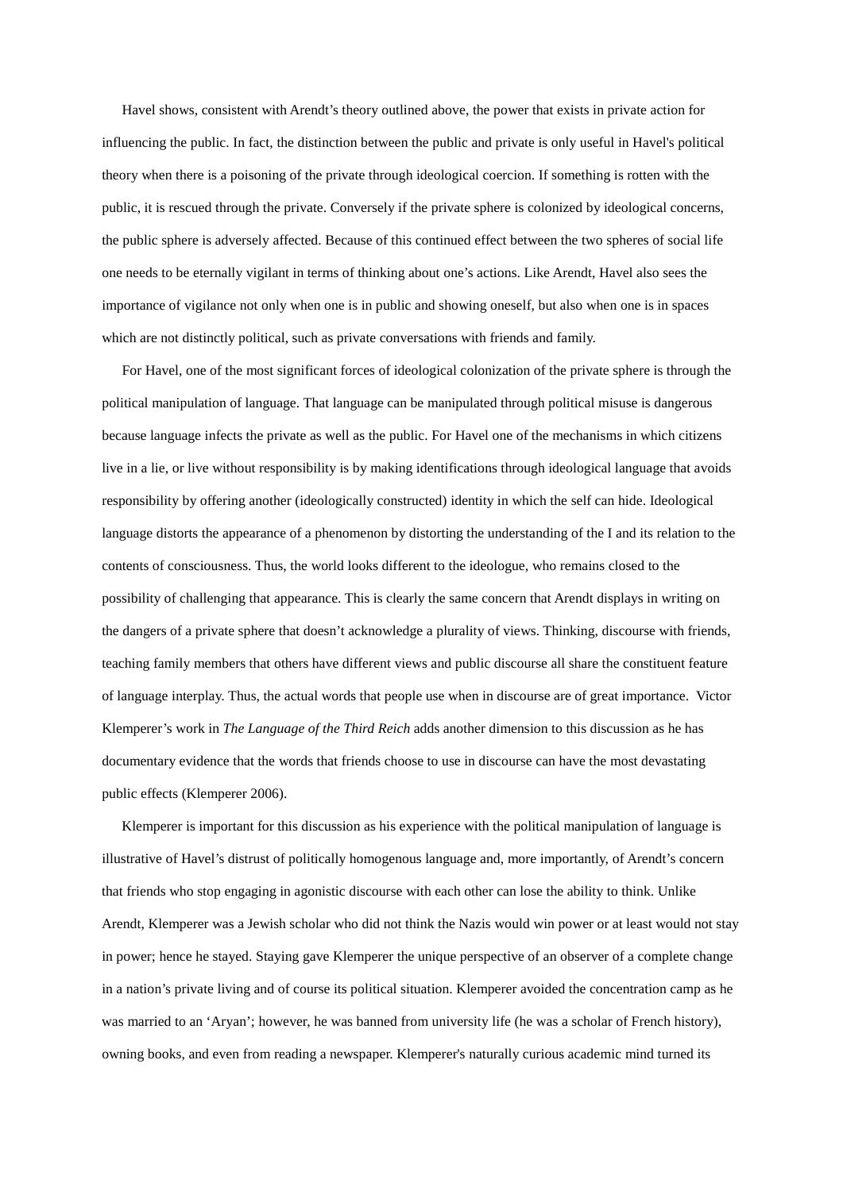Havel shows, consistent with Arendt's theory outlined above, the power that exists in private action for influencing the public. In fact, the distinction between the public and private is only useful in Havel's political theory when there is a poisoning of the private through ideological coercion. If something is rotten with the public, it is rescued through the private. Conversely if the private sphere is colonized by ideological concerns, the public sphere is adversely affected. Because of this continued effect between the two spheres of social life one needs to be eternally vigilant in terms of thinking about one's actions. Like Arendt, Havel also sees the importance of vigilance not only when one is in public and showing oneself, but also when one is in spaces which are not distinctly political, such as private conversations with friends and family.

For Havel, one of the most significant forces of ideological colonization of the private sphere is through the political manipulation of language. That language can be manipulated through political misuse is dangerous because language infects the private as well as the public. For Havel one of the mechanisms in which citizens live in a lie, or live without responsibility is by making identifications through ideological language that avoids responsibility by offering another (ideologically constructed) identity in which the self can hide. Ideological language distorts the appearance of a phenomenon by distorting the understanding of the I and its relation to the contents of consciousness. Thus, the world looks different to the ideologue, who remains closed to the possibility of challenging that appearance. This is clearly the same concern that Arendt displays in writing on the dangers of a private sphere that doesn't acknowledge a plurality of views. Thinking, discourse with friends, teaching family members that others have different views and public discourse all share the constituent feature of language interplay. Thus, the actual words that people use when in discourse are of great importance. Victor Klemperer's work in *The Language of the Third Reich* adds another dimension to this discussion as he has documentary evidence that the words that friends choose to use in discourse can have the most devastating public effects (Klemperer 2006).

Klemperer is important for this discussion as his experience with the political manipulation of language is illustrative of Havel's distrust of politically homogenous language and, more importantly, of Arendt's concern that friends who stop engaging in agonistic discourse with each other can lose the ability to think. Unlike Arendt, Klemperer was a Jewish scholar who did not think the Nazis would win power or at least would not stay in power; hence he stayed. Staying gave Klemperer the unique perspective of an observer of a complete change in a nation's private living and of course its political situation. Klemperer avoided the concentration camp as he was married to an 'Aryan'; however, he was banned from university life (he was a scholar of French history), owning books, and even from reading a newspaper. Klemperer's naturally curious academic mind turned its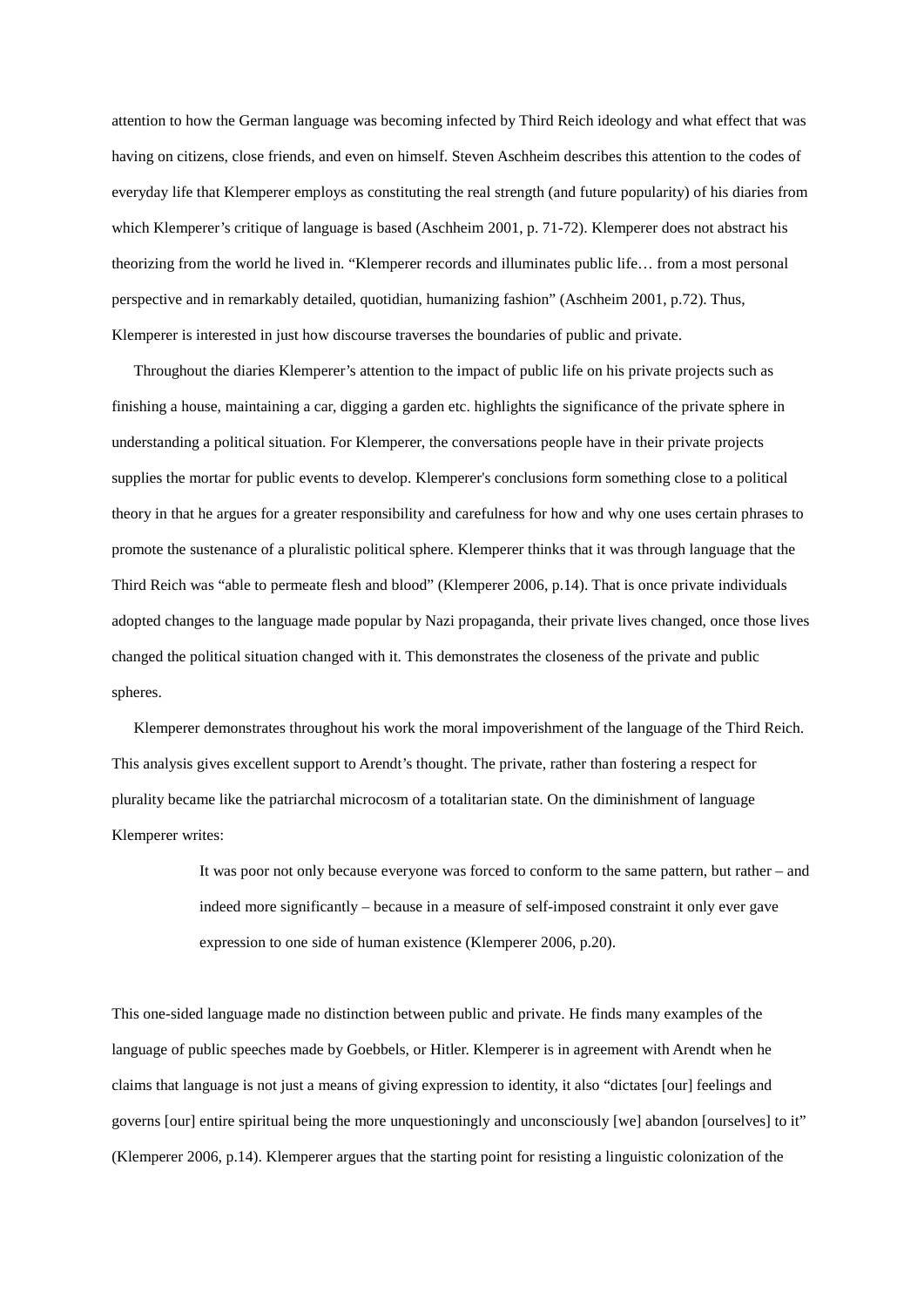attention to how the German language was becoming infected by Third Reich ideology and what effect that was having on citizens, close friends, and even on himself. Steven Aschheim describes this attention to the codes of everyday life that Klemperer employs as constituting the real strength (and future popularity) of his diaries from which Klemperer's critique of language is based (Aschheim 2001, p. 71-72). Klemperer does not abstract his theorizing from the world he lived in. "Klemperer records and illuminates public life… from a most personal perspective and in remarkably detailed, quotidian, humanizing fashion" (Aschheim 2001, p.72). Thus, Klemperer is interested in just how discourse traverses the boundaries of public and private.

Throughout the diaries Klemperer's attention to the impact of public life on his private projects such as finishing a house, maintaining a car, digging a garden etc. highlights the significance of the private sphere in understanding a political situation. For Klemperer, the conversations people have in their private projects supplies the mortar for public events to develop. Klemperer's conclusions form something close to a political theory in that he argues for a greater responsibility and carefulness for how and why one uses certain phrases to promote the sustenance of a pluralistic political sphere. Klemperer thinks that it was through language that the Third Reich was "able to permeate flesh and blood" (Klemperer 2006, p.14). That is once private individuals adopted changes to the language made popular by Nazi propaganda, their private lives changed, once those lives changed the political situation changed with it. This demonstrates the closeness of the private and public spheres.

Klemperer demonstrates throughout his work the moral impoverishment of the language of the Third Reich. This analysis gives excellent support to Arendt's thought. The private, rather than fostering a respect for plurality became like the patriarchal microcosm of a totalitarian state. On the diminishment of language Klemperer writes:

> It was poor not only because everyone was forced to conform to the same pattern, but rather – and indeed more significantly – because in a measure of self-imposed constraint it only ever gave expression to one side of human existence (Klemperer 2006, p.20).

This one-sided language made no distinction between public and private. He finds many examples of the language of public speeches made by Goebbels, or Hitler. Klemperer is in agreement with Arendt when he claims that language is not just a means of giving expression to identity, it also "dictates [our] feelings and governs [our] entire spiritual being the more unquestioningly and unconsciously [we] abandon [ourselves] to it" (Klemperer 2006, p.14). Klemperer argues that the starting point for resisting a linguistic colonization of the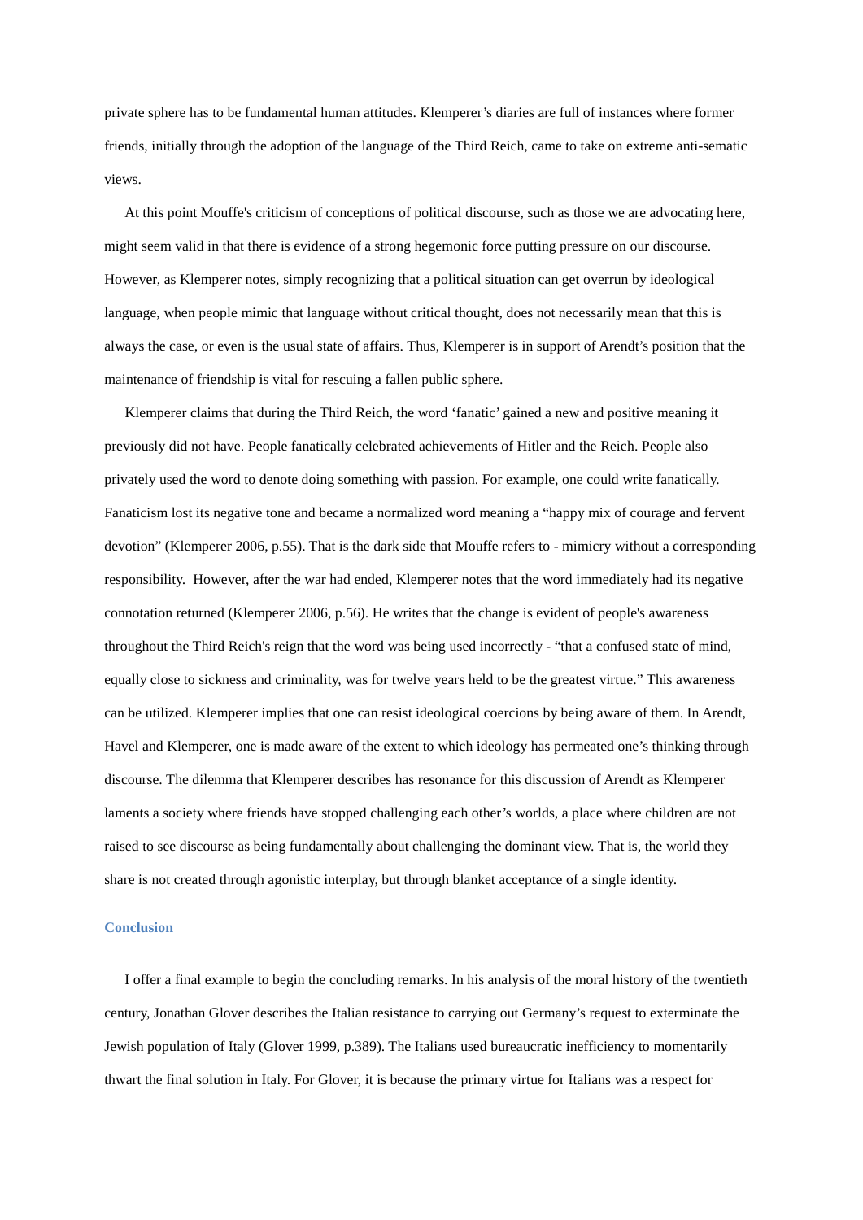private sphere has to be fundamental human attitudes. Klemperer's diaries are full of instances where former friends, initially through the adoption of the language of the Third Reich, came to take on extreme anti-sematic views.

At this point Mouffe's criticism of conceptions of political discourse, such as those we are advocating here, might seem valid in that there is evidence of a strong hegemonic force putting pressure on our discourse. However, as Klemperer notes, simply recognizing that a political situation can get overrun by ideological language, when people mimic that language without critical thought, does not necessarily mean that this is always the case, or even is the usual state of affairs. Thus, Klemperer is in support of Arendt's position that the maintenance of friendship is vital for rescuing a fallen public sphere.

Klemperer claims that during the Third Reich, the word 'fanatic' gained a new and positive meaning it previously did not have. People fanatically celebrated achievements of Hitler and the Reich. People also privately used the word to denote doing something with passion. For example, one could write fanatically. Fanaticism lost its negative tone and became a normalized word meaning a "happy mix of courage and fervent devotion" (Klemperer 2006, p.55). That is the dark side that Mouffe refers to - mimicry without a corresponding responsibility. However, after the war had ended, Klemperer notes that the word immediately had its negative connotation returned (Klemperer 2006, p.56). He writes that the change is evident of people's awareness throughout the Third Reich's reign that the word was being used incorrectly - "that a confused state of mind, equally close to sickness and criminality, was for twelve years held to be the greatest virtue." This awareness can be utilized. Klemperer implies that one can resist ideological coercions by being aware of them. In Arendt, Havel and Klemperer, one is made aware of the extent to which ideology has permeated one's thinking through discourse. The dilemma that Klemperer describes has resonance for this discussion of Arendt as Klemperer laments a society where friends have stopped challenging each other's worlds, a place where children are not raised to see discourse as being fundamentally about challenging the dominant view. That is, the world they share is not created through agonistic interplay, but through blanket acceptance of a single identity.

## Conclusion

I offer a final example to begin the concluding remarks. In his analysis of the moral history of the twentieth century, Jonathan Glover describes the Italian resistance to carrying out Germany's request to exterminate the Jewish population of Italy (Glover 1999, p.389). The Italians used bureaucratic inefficiency to momentarily thwart the final solution in Italy. For Glover, it is because the primary virtue for Italians was a respect for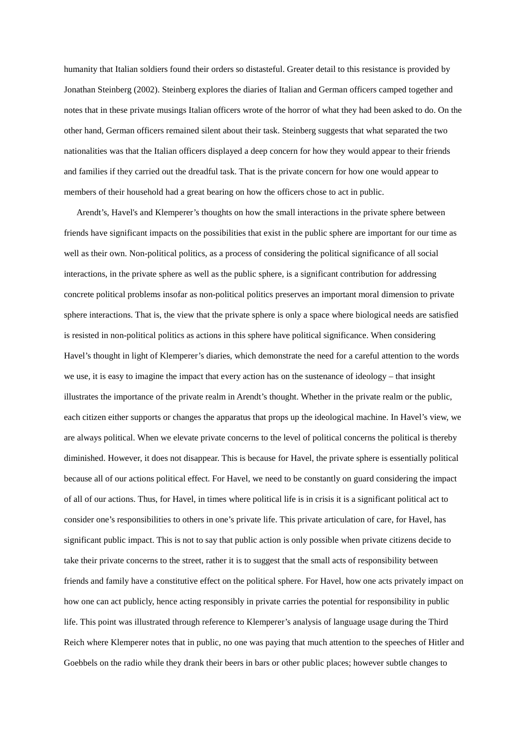humanity that Italian soldiers found their orders so distasteful. Greater detail to this resistance is provided by Jonathan Steinberg (2002). Steinberg explores the diaries of Italian and German officers camped together and notes that in these private musings Italian officers wrote of the horror of what they had been asked to do. On the other hand, German officers remained silent about their task. Steinberg suggests that what separated the two nationalities was that the Italian officers displayed a deep concern for how they would appear to their friends and families if they carried out the dreadful task. That is the private concern for how one would appear to members of their household had a great bearing on how the officers chose to act in public.

Arendt's, Havel's and Klemperer's thoughts on how the small interactions in the private sphere between friends have significant impacts on the possibilities that exist in the public sphere are important for our time as well as their own. Non-political politics, as a process of considering the political significance of all social interactions, in the private sphere as well as the public sphere, is a significant contribution for addressing concrete political problems insofar as non-political politics preserves an important moral dimension to private sphere interactions. That is, the view that the private sphere is only a space where biological needs are satisfied is resisted in non-political politics as actions in this sphere have political significance. When considering Havel's thought in light of Klemperer's diaries, which demonstrate the need for a careful attention to the words we use, it is easy to imagine the impact that every action has on the sustenance of ideology – that insight illustrates the importance of the private realm in Arendt's thought. Whether in the private realm or the public, each citizen either supports or changes the apparatus that props up the ideological machine. In Havel's view, we are always political. When we elevate private concerns to the level of political concerns the political is thereby diminished. However, it does not disappear. This is because for Havel, the private sphere is essentially political because all of our actions political effect. For Havel, we need to be constantly on guard considering the impact of all of our actions. Thus, for Havel, in times where political life is in crisis it is a significant political act to consider one's responsibilities to others in one's private life. This private articulation of care, for Havel, has significant public impact. This is not to say that public action is only possible when private citizens decide to take their private concerns to the street, rather it is to suggest that the small acts of responsibility between friends and family have a constitutive effect on the political sphere. For Havel, how one acts privately impact on how one can act publicly, hence acting responsibly in private carries the potential for responsibility in public life. This point was illustrated through reference to Klemperer's analysis of language usage during the Third Reich where Klemperer notes that in public, no one was paying that much attention to the speeches of Hitler and Goebbels on the radio while they drank their beers in bars or other public places; however subtle changes to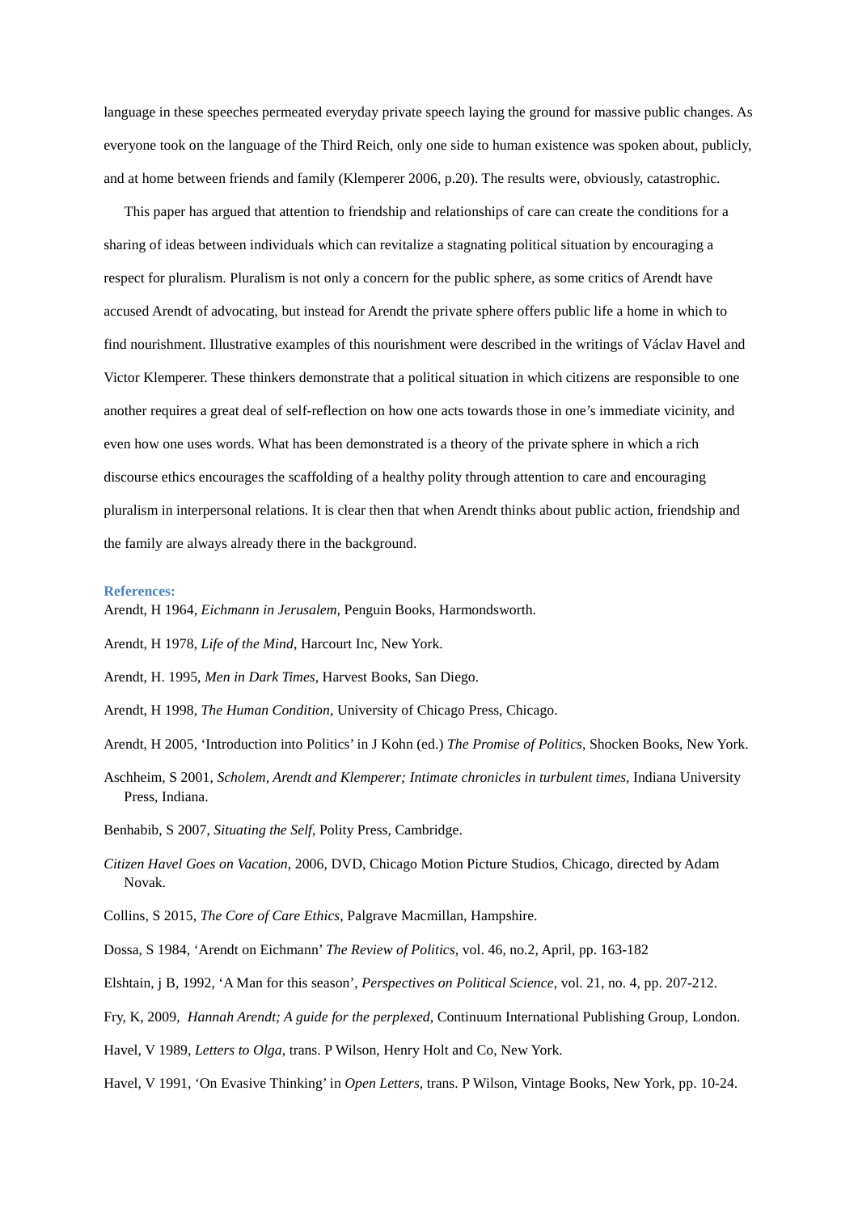language in these speeches permeated everyday private speech laying the ground for massive public changes. As everyone took on the language of the Third Reich, only one side to human existence was spoken about, publicly, and at home between friends and family (Klemperer 2006, p.20). The results were, obviously, catastrophic.

This paper has argued that attention to friendship and relationships of care can create the conditions for a sharing of ideas between individuals which can revitalize a stagnating political situation by encouraging a respect for pluralism. Pluralism is not only a concern for the public sphere, as some critics of Arendt have accused Arendt of advocating, but instead for Arendt the private sphere offers public life a home in which to find nourishment. Illustrative examples of this nourishment were described in the writings of Václav Havel and Victor Klemperer. These thinkers demonstrate that a political situation in which citizens are responsible to one another requires a great deal of self-reflection on how one acts towards those in one's immediate vicinity, and even how one uses words. What has been demonstrated is a theory of the private sphere in which a rich discourse ethics encourages the scaffolding of a healthy polity through attention to care and encouraging pluralism in interpersonal relations. It is clear then that when Arendt thinks about public action, friendship and the family are always already there in the background.

### References:

Arendt, H 1964, *Eichmann in Jerusalem*, Penguin Books, Harmondsworth.

Arendt, H 1978, *Life of the Mind*, Harcourt Inc, New York.

Arendt, H. 1995, *Men in Dark Times*, Harvest Books, San Diego.

Arendt, H 1998, *The Human Condition*, University of Chicago Press, Chicago.

Arendt, H 2005, 'Introduction into Politics' in J Kohn (ed.) *The Promise of Politics*, Shocken Books, New York.

Aschheim, S 2001, *Scholem, Arendt and Klemperer; Intimate chronicles in turbulent times*, Indiana University Press, Indiana.

Benhabib, S 2007, *Situating the Self*, Polity Press, Cambridge.

*Citizen Havel Goes on Vacation*, 2006, DVD, Chicago Motion Picture Studios, Chicago, directed by Adam Novak.

Collins, S 2015, *The Core of Care Ethics*, Palgrave Macmillan, Hampshire.

Dossa, S 1984, 'Arendt on Eichmann' *The Review of Politics*, vol. 46, no.2, April, pp. 163-182

Elshtain, j B, 1992, 'A Man for this season', *Perspectives on Political Science*, vol. 21, no. 4, pp. 207-212.

Fry, K, 2009, *Hannah Arendt; A guide for the perplexed*, Continuum International Publishing Group, London.

Havel, V 1989, *Letters to Olga*, trans. P Wilson, Henry Holt and Co, New York.

Havel, V 1991, 'On Evasive Thinking' in *Open Letters*, trans. P Wilson, Vintage Books, New York, pp. 10-24.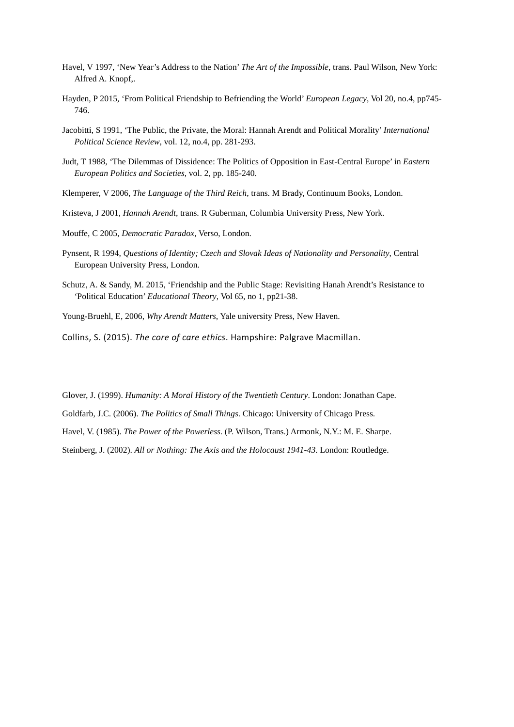Havel, V 1997, 'New Year's Address to the Nation' *The Art of the Impossible*, trans. Paul Wilson, New York: Alfred A. Knopf,.

Hayden, P 2015, 'From Political Friendship to Befriending the World' *European Legacy*, Vol 20, no.4, pp745-746.

Jacobitti, S 1991, 'The Public, the Private, the Moral: Hannah Arendt and Political Morality' *International Political Science Review*, vol. 12, no.4, pp. 281-293.

Judt, T 1988, 'The Dilemmas of Dissidence: The Politics of Opposition in East-Central Europe' in *Eastern European Politics and Societies*, vol. 2, pp. 185-240.

Klemperer, V 2006, *The Language of the Third Reich*, trans. M Brady, Continuum Books, London.

Kristeva, J 2001, *Hannah Arendt*, trans. R Guberman, Columbia University Press, New York.

Mouffe, C 2005, *Democratic Paradox*, Verso, London.

Pynsent, R 1994, *Questions of Identity; Czech and Slovak Ideas of Nationality and Personality*, Central European University Press, London.

Schutz, A. & Sandy, M. 2015, 'Friendship and the Public Stage: Revisiting Hanah Arendt's Resistance to 'Political Education' *Educational Theory*, Vol 65, no 1, pp21-38.

Young-Bruehl, E, 2006, *Why Arendt Matters*, Yale university Press, New Haven.

Collins, S. (2015). *The core of care ethics*. Hampshire: Palgrave Macmillan.

Glover, J. (1999). *Humanity: A Moral History of the Twentieth Century*. London: Jonathan Cape.

Goldfarb, J.C. (2006). *The Politics of Small Things*. Chicago: University of Chicago Press.

Havel, V. (1985). *The Power of the Powerless*. (P. Wilson, Trans.) Armonk, N.Y.: M. E. Sharpe.

Steinberg, J. (2002). *All or Nothing: The Axis and the Holocaust 1941-43*. London: Routledge.